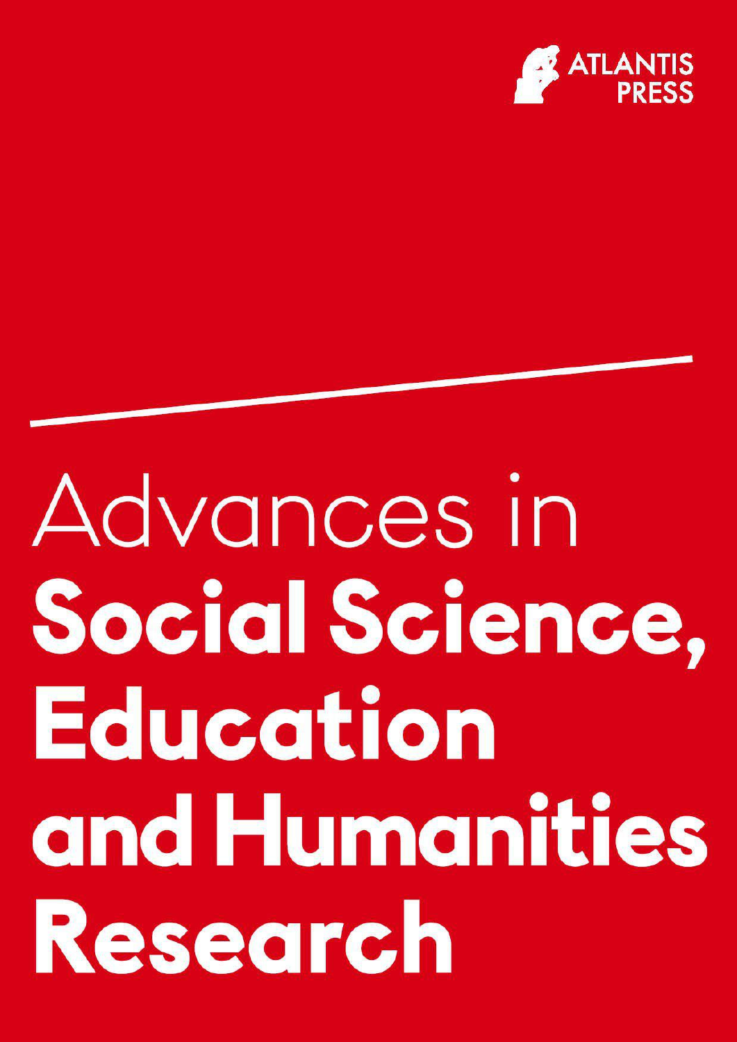ATLANTIS PRESS

# Advances in **Social Science, Education and Humanities Research**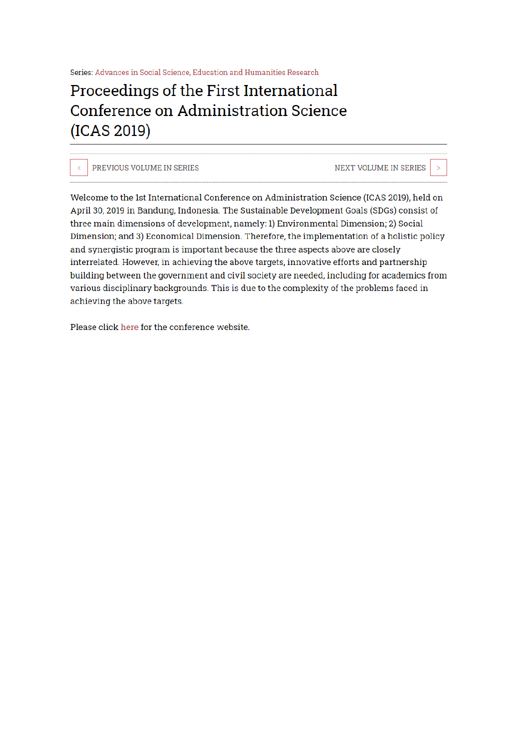Series: Advances in Social Science, Education and Humanities Research

# Proceedings of the First International Conference on Administration Science (ICAS 2019)

< PREVIOUS VOLUME IN SERIES | NEXT VOLUME IN SERIES >

Welcome to the 1st International Conference on Administration Science (ICAS 2019), held on April 30, 2019 in Bandung, Indonesia. The Sustainable Development Goals (SDGs) consist of three main dimensions of development, namely: 1) Environmental Dimension; 2) Social Dimension; and 3) Economical Dimension. Therefore, the implementation of a holistic policy and synergistic program is important because the three aspects above are closely interrelated. However, in achieving the above targets, innovative efforts and partnership building between the government and civil society are needed, including for academics from various disciplinary backgrounds. This is due to the complexity of the problems faced in achieving the above targets.

Please click here for the conference website.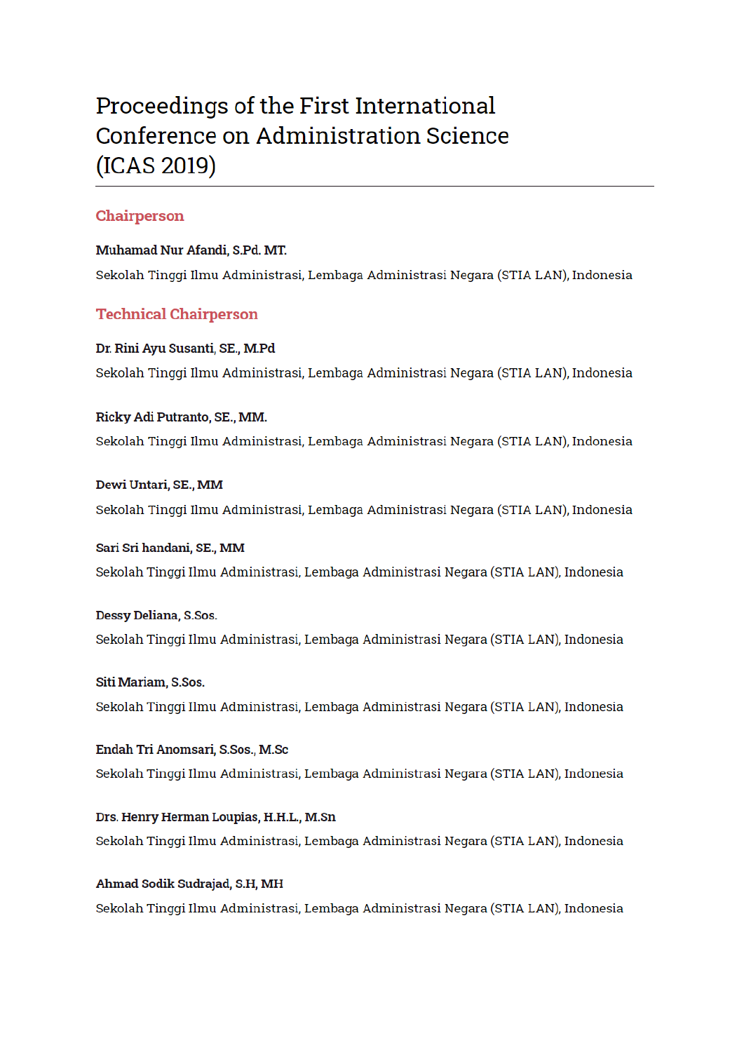# Proceedings of the First International Conference on Administration Science (ICAS 2019)

## Chairperson

**Muhamad Nur Afandi, S.Pd. MT.**

Sekolah Tinggi Ilmu Administrasi, Lembaga Administrasi Negara (STIA LAN), Indonesia

## Technical Chairperson

**Dr. Rini Ayu Susanti, SE., M.Pd**

Sekolah Tinggi Ilmu Administrasi, Lembaga Administrasi Negara (STIA LAN), Indonesia

**Ricky Adi Putranto, SE., MM.**

Sekolah Tinggi Ilmu Administrasi, Lembaga Administrasi Negara (STIA LAN), Indonesia

**Dewi Untari, SE., MM**

Sekolah Tinggi Ilmu Administrasi, Lembaga Administrasi Negara (STIA LAN), Indonesia

**Sari Sri handani, SE., MM**

Sekolah Tinggi Ilmu Administrasi, Lembaga Administrasi Negara (STIA LAN), Indonesia

**Dessy Deliana, S.Sos.**

Sekolah Tinggi Ilmu Administrasi, Lembaga Administrasi Negara (STIA LAN), Indonesia

**Siti Mariam, S.Sos.**

Sekolah Tinggi Ilmu Administrasi, Lembaga Administrasi Negara (STIA LAN), Indonesia

**Endah Tri Anomsari, S.Sos., M.Sc**

Sekolah Tinggi Ilmu Administrasi, Lembaga Administrasi Negara (STIA LAN), Indonesia

**Drs. Henry Herman Loupias, H.H.L., M.Sn**

Sekolah Tinggi Ilmu Administrasi, Lembaga Administrasi Negara (STIA LAN), Indonesia

**Ahmad Sodik Sudrajad, S.H, MH**

Sekolah Tinggi Ilmu Administrasi, Lembaga Administrasi Negara (STIA LAN), Indonesia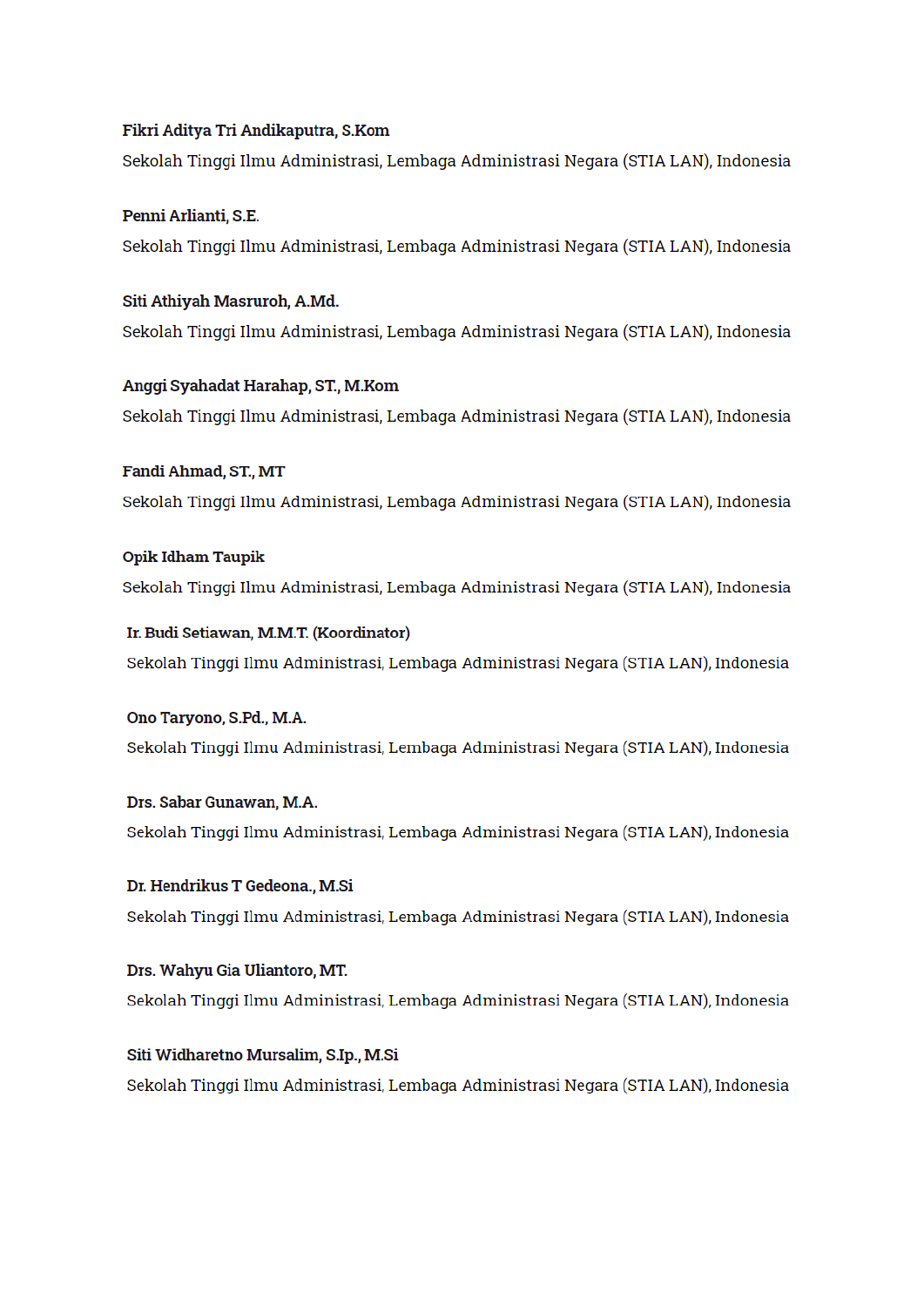**Fikri Aditya Tri Andikaputra, S.Kom**

Sekolah Tinggi Ilmu Administrasi, Lembaga Administrasi Negara (STIA LAN), Indonesia

**Penni Arlianti, S.E.**

Sekolah Tinggi Ilmu Administrasi, Lembaga Administrasi Negara (STIA LAN), Indonesia

**Siti Athiyah Masruroh, A.Md.**

Sekolah Tinggi Ilmu Administrasi, Lembaga Administrasi Negara (STIA LAN), Indonesia

**Anggi Syahadat Harahap, ST., M.Kom**

Sekolah Tinggi Ilmu Administrasi, Lembaga Administrasi Negara (STIA LAN), Indonesia

**Fandi Ahmad, ST., MT**

Sekolah Tinggi Ilmu Administrasi, Lembaga Administrasi Negara (STIA LAN), Indonesia

**Opik Idham Taupik**

Sekolah Tinggi Ilmu Administrasi, Lembaga Administrasi Negara (STIA LAN), Indonesia

**Ir. Budi Setiawan, M.M.T. (Koordinator)**

Sekolah Tinggi Ilmu Administrasi, Lembaga Administrasi Negara (STIA LAN), Indonesia

**Ono Taryono, S.Pd., M.A.**

Sekolah Tinggi Ilmu Administrasi, Lembaga Administrasi Negara (STIA LAN), Indonesia

**Drs. Sabar Gunawan, M.A.**

Sekolah Tinggi Ilmu Administrasi, Lembaga Administrasi Negara (STIA LAN), Indonesia

**Dr. Hendrikus T Gedeona., M.Si**

Sekolah Tinggi Ilmu Administrasi, Lembaga Administrasi Negara (STIA LAN), Indonesia

**Drs. Wahyu Gia Uliantoro, MT.**

Sekolah Tinggi Ilmu Administrasi, Lembaga Administrasi Negara (STIA LAN), Indonesia

**Siti Widharetno Mursalim, S.Ip., M.Si**

Sekolah Tinggi Ilmu Administrasi, Lembaga Administrasi Negara (STIA LAN), Indonesia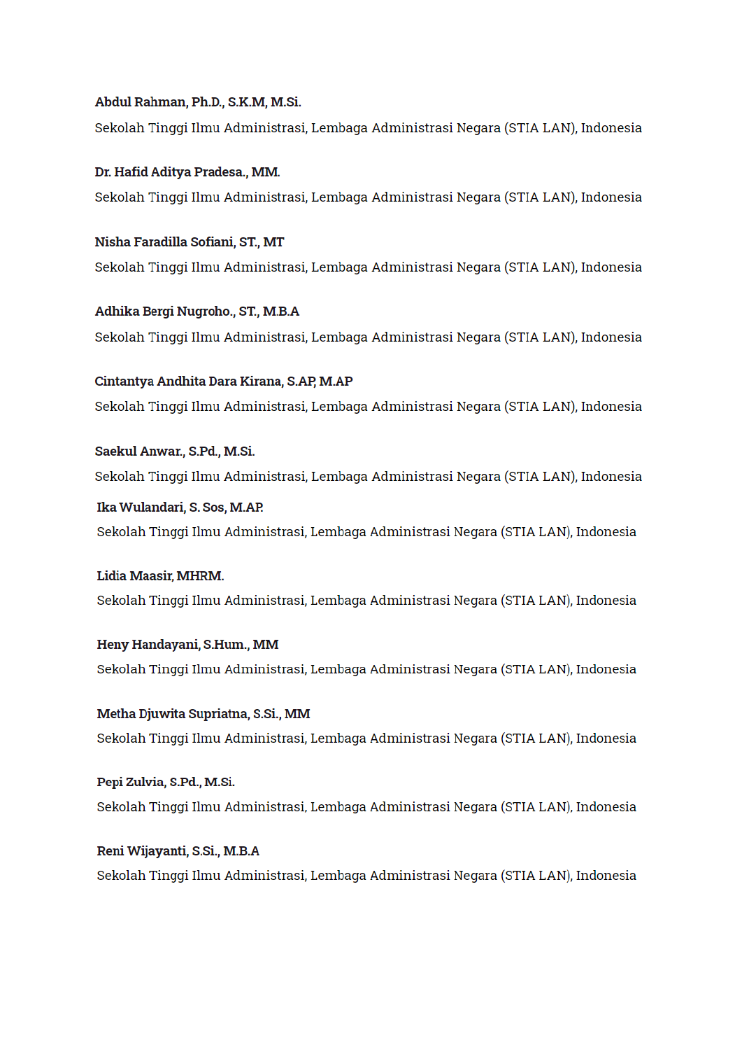**Abdul Rahman, Ph.D., S.K.M, M.Si.**

Sekolah Tinggi Ilmu Administrasi, Lembaga Administrasi Negara (STIA LAN), Indonesia

**Dr. Hafid Aditya Pradesa., MM.**

Sekolah Tinggi Ilmu Administrasi, Lembaga Administrasi Negara (STIA LAN), Indonesia

**Nisha Faradilla Sofiani, ST., MT**

Sekolah Tinggi Ilmu Administrasi, Lembaga Administrasi Negara (STIA LAN), Indonesia

**Adhika Bergi Nugroho., ST., M.B.A**

Sekolah Tinggi Ilmu Administrasi, Lembaga Administrasi Negara (STIA LAN), Indonesia

**Cintantya Andhita Dara Kirana, S.AP, M.AP**

Sekolah Tinggi Ilmu Administrasi, Lembaga Administrasi Negara (STIA LAN), Indonesia

**Saekul Anwar., S.Pd., M.Si.**

Sekolah Tinggi Ilmu Administrasi, Lembaga Administrasi Negara (STIA LAN), Indonesia

**Ika Wulandari, S. Sos, M.AP.**

Sekolah Tinggi Ilmu Administrasi, Lembaga Administrasi Negara (STIA LAN), Indonesia

**Lidia Maasir, MHRM.**

Sekolah Tinggi Ilmu Administrasi, Lembaga Administrasi Negara (STIA LAN), Indonesia

**Heny Handayani, S.Hum., MM**

Sekolah Tinggi Ilmu Administrasi, Lembaga Administrasi Negara (STIA LAN), Indonesia

**Metha Djuwita Supriatna, S.Si., MM**

Sekolah Tinggi Ilmu Administrasi, Lembaga Administrasi Negara (STIA LAN), Indonesia

**Pepi Zulvia, S.Pd., M.Si.**

Sekolah Tinggi Ilmu Administrasi, Lembaga Administrasi Negara (STIA LAN), Indonesia

**Reni Wijayanti, S.Si., M.B.A**

Sekolah Tinggi Ilmu Administrasi, Lembaga Administrasi Negara (STIA LAN), Indonesia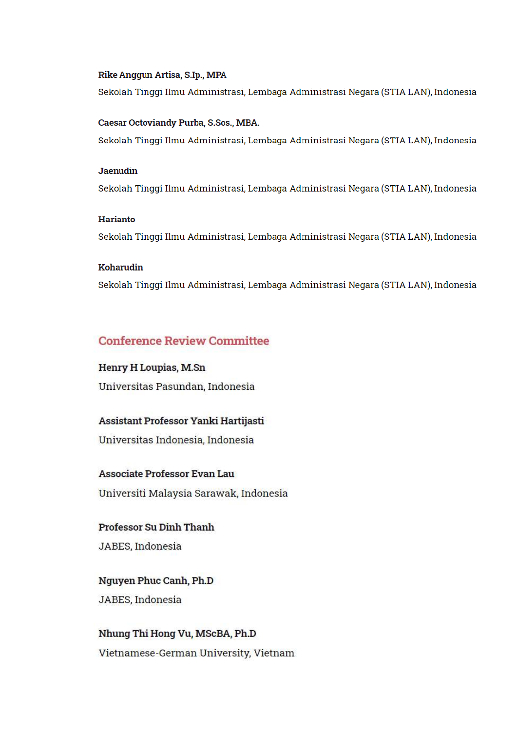**Rike Anggun Artisa, S.Ip., MPA**

Sekolah Tinggi Ilmu Administrasi, Lembaga Administrasi Negara (STIA LAN), Indonesia

**Caesar Octoviandy Purba, S.Sos., MBA.**

Sekolah Tinggi Ilmu Administrasi, Lembaga Administrasi Negara (STIA LAN), Indonesia

**Jaenudin**

Sekolah Tinggi Ilmu Administrasi, Lembaga Administrasi Negara (STIA LAN), Indonesia

**Harianto**

Sekolah Tinggi Ilmu Administrasi, Lembaga Administrasi Negara (STIA LAN), Indonesia

**Koharudin**

Sekolah Tinggi Ilmu Administrasi, Lembaga Administrasi Negara (STIA LAN), Indonesia

## Conference Review Committee

**Henry H Loupias, M.Sn**

Universitas Pasundan, Indonesia

**Assistant Professor Yanki Hartijasti**

Universitas Indonesia, Indonesia

**Associate Professor Evan Lau**

Universiti Malaysia Sarawak, Indonesia

**Professor Su Dinh Thanh**

JABES, Indonesia

**Nguyen Phuc Canh, Ph.D**

JABES, Indonesia

**Nhung Thi Hong Vu, MScBA, Ph.D**

Vietnamese-German University, Vietnam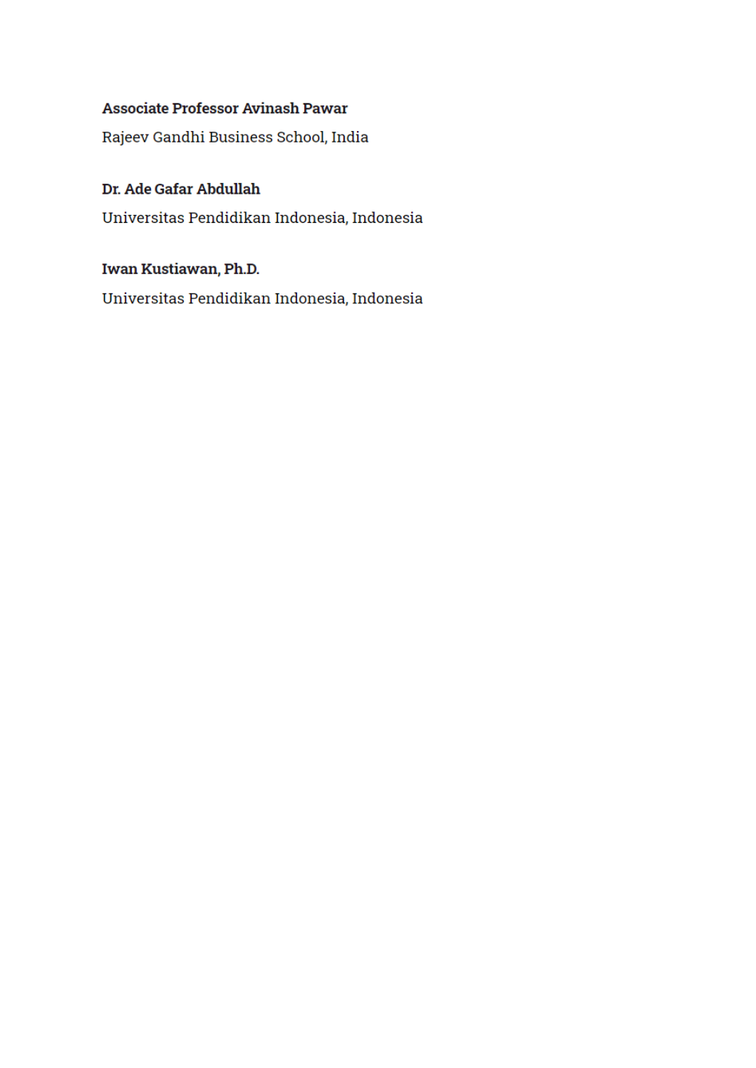**Associate Professor Avinash Pawar**

Rajeev Gandhi Business School, India

**Dr. Ade Gafar Abdullah**

Universitas Pendidikan Indonesia, Indonesia

**Iwan Kustiawan, Ph.D.**

Universitas Pendidikan Indonesia, Indonesia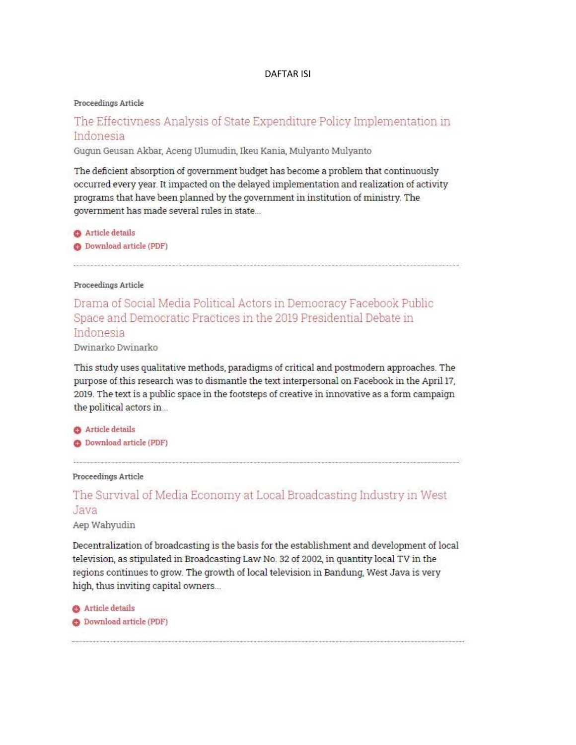# DAFTAR ISI

Proceedings Article

## The Effectivness Analysis of State Expenditure Policy Implementation in Indonesia

Gugun Geusan Akbar, Aceng Ulumudin, Ikeu Kania, Mulyanto Mulyanto

The deficient absorption of government budget has become a problem that continuously occurred every year. It impacted on the delayed implementation and realization of activity programs that have been planned by the government in institution of ministry. The government has made several rules in state...

- Article details
- Download article (PDF)

---

Proceedings Article

## Drama of Social Media Political Actors in Democracy Facebook Public Space and Democratic Practices in the 2019 Presidential Debate in Indonesia

Dwinarko Dwinarko

This study uses qualitative methods, paradigms of critical and postmodern approaches. The purpose of this research was to dismantle the text interpersonal on Facebook in the April 17, 2019. The text is a public space in the footsteps of creative in innovative as a form campaign the political actors in...

- Article details
- Download article (PDF)

---

Proceedings Article

## The Survival of Media Economy at Local Broadcasting Industry in West Java

Aep Wahyudin

Decentralization of broadcasting is the basis for the establishment and development of local television, as stipulated in Broadcasting Law No. 32 of 2002, in quantity local TV in the regions continues to grow. The growth of local television in Bandung, West Java is very high, thus inviting capital owners...

- Article details
- Download article (PDF)

---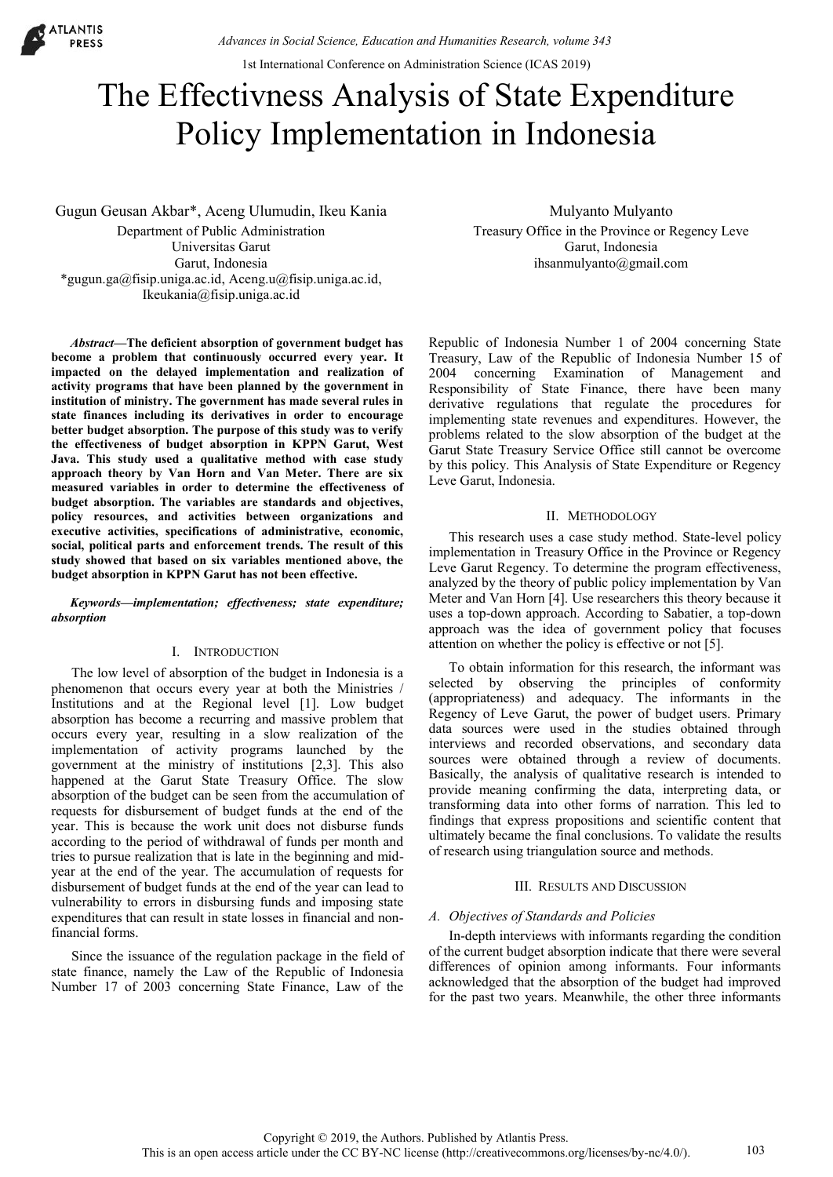# The Effectivness Analysis of State Expenditure Policy Implementation in Indonesia

Gugun Geusan Akbar*, Aceng Ulumudin, Ikeu Kania
Department of Public Administration
Universitas Garut
Garut, Indonesia
*gugun.ga@fisip.uniga.ac.id, Aceng.u@fisip.uniga.ac.id, Ikeukania@fisip.uniga.ac.id

Mulyanto Mulyanto
Treasury Office in the Province or Regency Leve
Garut, Indonesia
ihsanmulyanto@gmail.com

***Abstract*—The deficient absorption of government budget has become a problem that continuously occurred every year. It impacted on the delayed implementation and realization of activity programs that have been planned by the government in institution of ministry. The government has made several rules in state finances including its derivatives in order to encourage better budget absorption. The purpose of this study was to verify the effectiveness of budget absorption in KPPN Garut, West Java. This study used a qualitative method with case study approach theory by Van Horn and Van Meter. There are six measured variables in order to determine the effectiveness of budget absorption. The variables are standards and objectives, policy resources, and activities between organizations and executive activities, specifications of administrative, economic, social, political parts and enforcement trends. The result of this study showed that based on six variables mentioned above, the budget absorption in KPPN Garut has not been effective.**

***Keywords*—*implementation; effectiveness; state expenditure; absorption***

## I. Introduction

The low level of absorption of the budget in Indonesia is a phenomenon that occurs every year at both the Ministries / Institutions and at the Regional level [1]. Low budget absorption has become a recurring and massive problem that occurs every year, resulting in a slow realization of the implementation of activity programs launched by the government at the ministry of institutions [2,3]. This also happened at the Garut State Treasury Office. The slow absorption of the budget can be seen from the accumulation of requests for disbursement of budget funds at the end of the year. This is because the work unit does not disburse funds according to the period of withdrawal of funds per month and tries to pursue realization that is late in the beginning and mid-year at the end of the year. The accumulation of requests for disbursement of budget funds at the end of the year can lead to vulnerability to errors in disbursing funds and imposing state expenditures that can result in state losses in financial and non-financial forms.

Since the issuance of the regulation package in the field of state finance, namely the Law of the Republic of Indonesia Number 17 of 2003 concerning State Finance, Law of the Republic of Indonesia Number 1 of 2004 concerning State Treasury, Law of the Republic of Indonesia Number 15 of 2004 concerning Examination of Management and Responsibility of State Finance, there have been many derivative regulations that regulate the procedures for implementing state revenues and expenditures. However, the problems related to the slow absorption of the budget at the Garut State Treasury Service Office still cannot be overcome by this policy. This Analysis of State Expenditure or Regency Leve Garut, Indonesia.

## II. Methodology

This research uses a case study method. State-level policy implementation in Treasury Office in the Province or Regency Leve Garut Regency. To determine the program effectiveness, analyzed by the theory of public policy implementation by Van Meter and Van Horn [4]. Use researchers this theory because it uses a top-down approach. According to Sabatier, a top-down approach was the idea of government policy that focuses attention on whether the policy is effective or not [5].

To obtain information for this research, the informant was selected by observing the principles of conformity (appropriateness) and adequacy. The informants in the Regency of Leve Garut, the power of budget users. Primary data sources were used in the studies obtained through interviews and recorded observations, and secondary data sources were obtained through a review of documents. Basically, the analysis of qualitative research is intended to provide meaning confirming the data, interpreting data, or transforming data into other forms of narration. This led to findings that express propositions and scientific content that ultimately became the final conclusions. To validate the results of research using triangulation source and methods.

## III. Results and Discussion

### *A. Objectives of Standards and Policies*

In-depth interviews with informants regarding the condition of the current budget absorption indicate that there were several differences of opinion among informants. Four informants acknowledged that the absorption of the budget had improved for the past two years. Meanwhile, the other three informants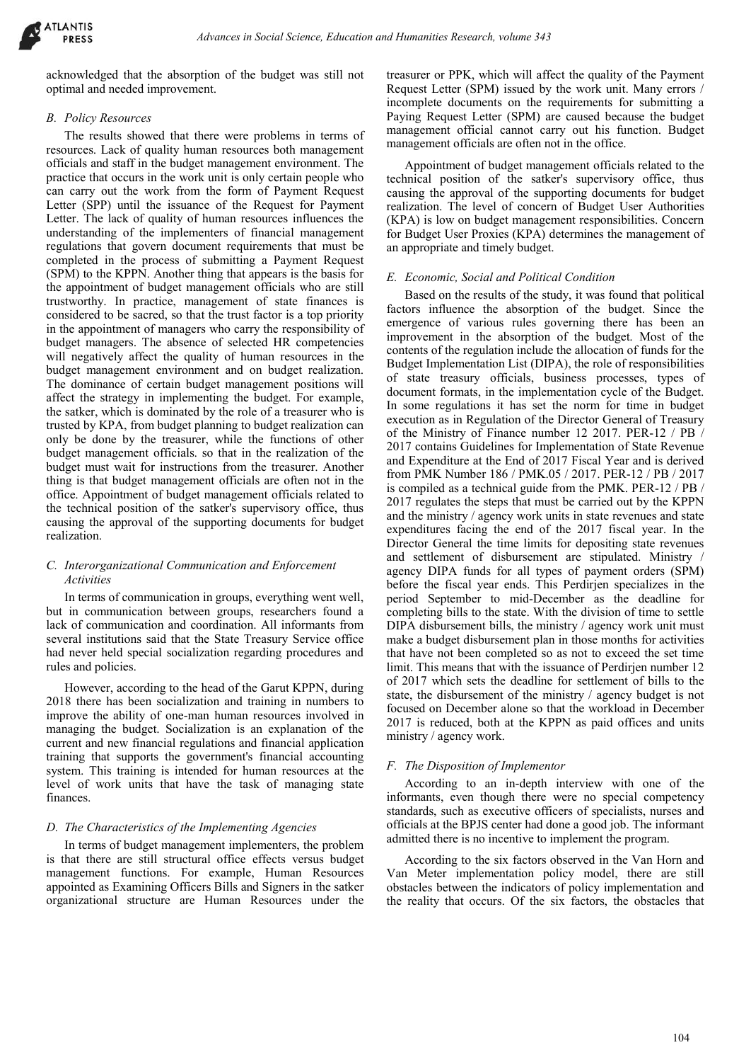acknowledged that the absorption of the budget was still not optimal and needed improvement.

### *B. Policy Resources*

The results showed that there were problems in terms of resources. Lack of quality human resources both management officials and staff in the budget management environment. The practice that occurs in the work unit is only certain people who can carry out the work from the form of Payment Request Letter (SPP) until the issuance of the Request for Payment Letter. The lack of quality of human resources influences the understanding of the implementers of financial management regulations that govern document requirements that must be completed in the process of submitting a Payment Request (SPM) to the KPPN. Another thing that appears is the basis for the appointment of budget management officials who are still trustworthy. In practice, management of state finances is considered to be sacred, so that the trust factor is a top priority in the appointment of managers who carry the responsibility of budget managers. The absence of selected HR competencies will negatively affect the quality of human resources in the budget management environment and on budget realization. The dominance of certain budget management positions will affect the strategy in implementing the budget. For example, the satker, which is dominated by the role of a treasurer who is trusted by KPA, from budget planning to budget realization can only be done by the treasurer, while the functions of other budget management officials. so that in the realization of the budget must wait for instructions from the treasurer. Another thing is that budget management officials are often not in the office. Appointment of budget management officials related to the technical position of the satker's supervisory office, thus causing the approval of the supporting documents for budget realization.

### *C. Interorganizational Communication and Enforcement Activities*

In terms of communication in groups, everything went well, but in communication between groups, researchers found a lack of communication and coordination. All informants from several institutions said that the State Treasury Service office had never held special socialization regarding procedures and rules and policies.

However, according to the head of the Garut KPPN, during 2018 there has been socialization and training in numbers to improve the ability of one-man human resources involved in managing the budget. Socialization is an explanation of the current and new financial regulations and financial application training that supports the government's financial accounting system. This training is intended for human resources at the level of work units that have the task of managing state finances.

### *D. The Characteristics of the Implementing Agencies*

In terms of budget management implementers, the problem is that there are still structural office effects versus budget management functions. For example, Human Resources appointed as Examining Officers Bills and Signers in the satker organizational structure are Human Resources under the treasurer or PPK, which will affect the quality of the Payment Request Letter (SPM) issued by the work unit. Many errors / incomplete documents on the requirements for submitting a Paying Request Letter (SPM) are caused because the budget management official cannot carry out his function. Budget management officials are often not in the office.

Appointment of budget management officials related to the technical position of the satker's supervisory office, thus causing the approval of the supporting documents for budget realization. The level of concern of Budget User Authorities (KPA) is low on budget management responsibilities. Concern for Budget User Proxies (KPA) determines the management of an appropriate and timely budget.

### *E. Economic, Social and Political Condition*

Based on the results of the study, it was found that political factors influence the absorption of the budget. Since the emergence of various rules governing there has been an improvement in the absorption of the budget. Most of the contents of the regulation include the allocation of funds for the Budget Implementation List (DIPA), the role of responsibilities of state treasury officials, business processes, types of document formats, in the implementation cycle of the Budget. In some regulations it has set the norm for time in budget execution as in Regulation of the Director General of Treasury of the Ministry of Finance number 12 2017. PER-12 / PB / 2017 contains Guidelines for Implementation of State Revenue and Expenditure at the End of 2017 Fiscal Year and is derived from PMK Number 186 / PMK.05 / 2017. PER-12 / PB / 2017 is compiled as a technical guide from the PMK. PER-12 / PB / 2017 regulates the steps that must be carried out by the KPPN and the ministry / agency work units in state revenues and state expenditures facing the end of the 2017 fiscal year. In the Director General the time limits for depositing state revenues and settlement of disbursement are stipulated. Ministry / agency DIPA funds for all types of payment orders (SPM) before the fiscal year ends. This Perdirjen specializes in the period September to mid-December as the deadline for completing bills to the state. With the division of time to settle DIPA disbursement bills, the ministry / agency work unit must make a budget disbursement plan in those months for activities that have not been completed so as not to exceed the set time limit. This means that with the issuance of Perdirjen number 12 of 2017 which sets the deadline for settlement of bills to the state, the disbursement of the ministry / agency budget is not focused on December alone so that the workload in December 2017 is reduced, both at the KPPN as paid offices and units ministry / agency work.

### *F. The Disposition of Implementor*

According to an in-depth interview with one of the informants, even though there were no special competency standards, such as executive officers of specialists, nurses and officials at the BPJS center had done a good job. The informant admitted there is no incentive to implement the program.

According to the six factors observed in the Van Horn and Van Meter implementation policy model, there are still obstacles between the indicators of policy implementation and the reality that occurs. Of the six factors, the obstacles that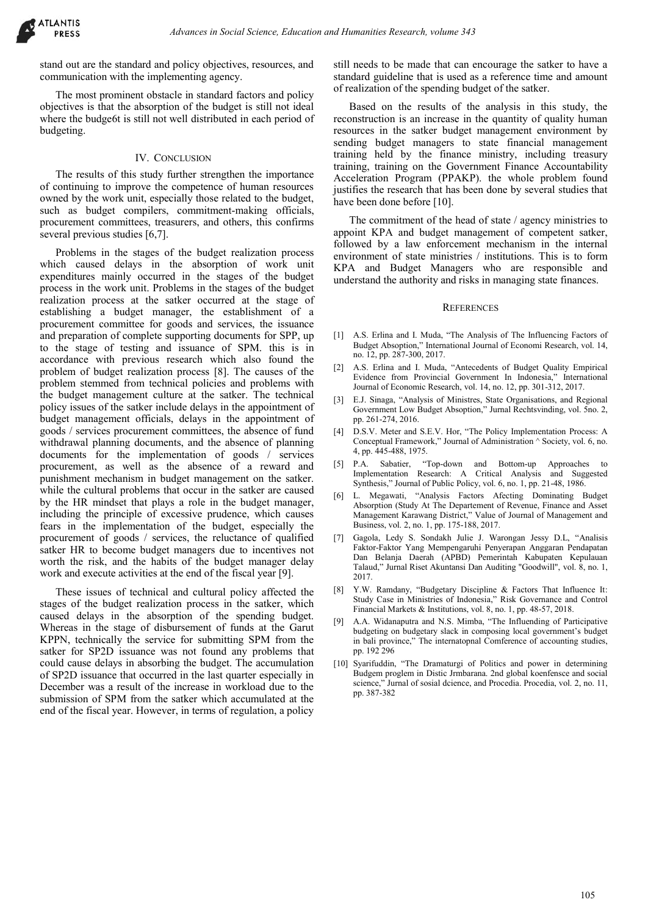stand out are the standard and policy objectives, resources, and communication with the implementing agency.

The most prominent obstacle in standard factors and policy objectives is that the absorption of the budget is still not ideal where the budge6t is still not well distributed in each period of budgeting.

## IV. Conclusion

The results of this study further strengthen the importance of continuing to improve the competence of human resources owned by the work unit, especially those related to the budget, such as budget compilers, commitment-making officials, procurement committees, treasurers, and others, this confirms several previous studies [6,7].

Problems in the stages of the budget realization process which caused delays in the absorption of work unit expenditures mainly occurred in the stages of the budget process in the work unit. Problems in the stages of the budget realization process at the satker occurred at the stage of establishing a budget manager, the establishment of a procurement committee for goods and services, the issuance and preparation of complete supporting documents for SPP, up to the stage of testing and issuance of SPM. this is in accordance with previous research which also found the problem of budget realization process [8]. The causes of the problem stemmed from technical policies and problems with the budget management culture at the satker. The technical policy issues of the satker include delays in the appointment of budget management officials, delays in the appointment of goods / services procurement committees, the absence of fund withdrawal planning documents, and the absence of planning documents for the implementation of goods / services procurement, as well as the absence of a reward and punishment mechanism in budget management on the satker. while the cultural problems that occur in the satker are caused by the HR mindset that plays a role in the budget manager, including the principle of excessive prudence, which causes fears in the implementation of the budget, especially the procurement of goods / services, the reluctance of qualified satker HR to become budget managers due to incentives not worth the risk, and the habits of the budget manager delay work and execute activities at the end of the fiscal year [9].

These issues of technical and cultural policy affected the stages of the budget realization process in the satker, which caused delays in the absorption of the spending budget. Whereas in the stage of disbursement of funds at the Garut KPPN, technically the service for submitting SPM from the satker for SP2D issuance was not found any problems that could cause delays in absorbing the budget. The accumulation of SP2D issuance that occurred in the last quarter especially in December was a result of the increase in workload due to the submission of SPM from the satker which accumulated at the end of the fiscal year. However, in terms of regulation, a policy still needs to be made that can encourage the satker to have a standard guideline that is used as a reference time and amount of realization of the spending budget of the satker.

Based on the results of the analysis in this study, the reconstruction is an increase in the quantity of quality human resources in the satker budget management environment by sending budget managers to state financial management training held by the finance ministry, including treasury training, training on the Government Finance Accountability Acceleration Program (PPAKP). the whole problem found justifies the research that has been done by several studies that have been done before [10].

The commitment of the head of state / agency ministries to appoint KPA and budget management of competent satker, followed by a law enforcement mechanism in the internal environment of state ministries / institutions. This is to form KPA and Budget Managers who are responsible and understand the authority and risks in managing state finances.

## References

[1] A.S. Erlina and I. Muda, "The Analysis of The Influencing Factors of Budget Absoption," International Journal of Economi Research, vol. 14, no. 12, pp. 287-300, 2017.

[2] A.S. Erlina and I. Muda, "Antecedents of Budget Quality Empirical Evidence from Provincial Government In Indonesia," International Journal of Economic Research, vol. 14, no. 12, pp. 301-312, 2017.

[3] E.J. Sinaga, "Analysis of Ministres, State Organisations, and Regional Government Low Budget Absoption," Jurnal Rechtsvinding, vol. 5no. 2, pp. 261-274, 2016.

[4] D.S.V. Meter and S.E.V. Hor, "The Policy Implementation Process: A Conceptual Framework," Journal of Administration ^ Society, vol. 6, no. 4, pp. 445-488, 1975.

[5] P.A. Sabatier, "Top-down and Bottom-up Approaches to Implementation Research: A Critical Analysis and Suggested Synthesis," Journal of Public Policy, vol. 6, no. 1, pp. 21-48, 1986.

[6] L. Megawati, "Analysis Factors Afecting Dominating Budget Absorption (Study At The Departement of Revenue, Finance and Asset Management Karawang District," Value of Journal of Management and Business, vol. 2, no. 1, pp. 175-188, 2017.

[7] Gagola, Ledy S. Sondakh Julie J. Warongan Jessy D.L, "Analisis Faktor-Faktor Yang Mempengaruhi Penyerapan Anggaran Pendapatan Dan Belanja Daerah (APBD) Pemerintah Kabupaten Kepulauan Talaud," Jurnal Riset Akuntansi Dan Auditing "Goodwill", vol. 8, no. 1, 2017.

[8] Y.W. Ramdany, "Budgetary Discipline & Factors That Influence It: Study Case in Ministries of Indonesia," Risk Governance and Control Financial Markets & Institutions, vol. 8, no. 1, pp. 48-57, 2018.

[9] A.A. Widanaputra and N.S. Mimba, "The Influending of Participative budgeting on budgetary slack in composing local government's budget in bali province," The internatopnal Comference of accounting studies, pp. 192 296

[10] Syarifuddin, "The Dramaturgi of Politics and power in determining Budgem proglem in Distic Jrmbarana. 2nd global koenfensce and social science," Jurnal of sosial dcience, and Procedia. Procedia, vol. 2, no. 11, pp. 387-382